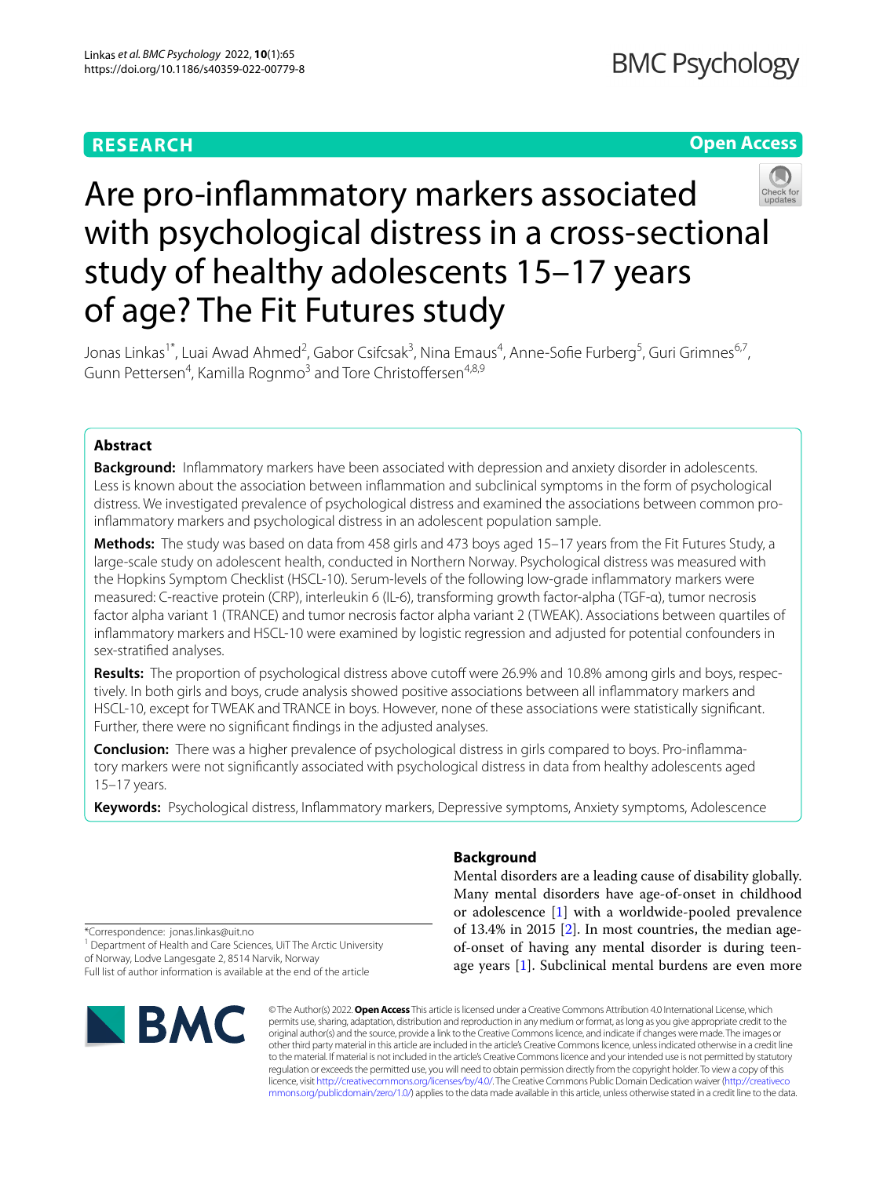RESEARCH

Open Access

# Are pro-inflammatory markers associated with psychological distress in a cross-sectional study of healthy adolescents 15–17 years of age? The Fit Futures study

Jonas Linkas[1*], Luai Awad Ahmed[2], Gabor Csifcsak[3], Nina Emaus[4], Anne-Sofie Furberg[5], Guri Grimnes[6,7], Gunn Pettersen[4], Kamilla Rognmo[3] and Tore Christoffersen[4,8,9]

## Abstract

**Background:** Inflammatory markers have been associated with depression and anxiety disorder in adolescents. Less is known about the association between inflammation and subclinical symptoms in the form of psychological distress. We investigated prevalence of psychological distress and examined the associations between common pro-inflammatory markers and psychological distress in an adolescent population sample.

**Methods:** The study was based on data from 458 girls and 473 boys aged 15–17 years from the Fit Futures Study, a large-scale study on adolescent health, conducted in Northern Norway. Psychological distress was measured with the Hopkins Symptom Checklist (HSCL-10). Serum-levels of the following low-grade inflammatory markers were measured: C-reactive protein (CRP), interleukin 6 (IL-6), transforming growth factor-alpha (TGF-α), tumor necrosis factor alpha variant 1 (TRANCE) and tumor necrosis factor alpha variant 2 (TWEAK). Associations between quartiles of inflammatory markers and HSCL-10 were examined by logistic regression and adjusted for potential confounders in sex-stratified analyses.

**Results:** The proportion of psychological distress above cutoff were 26.9% and 10.8% among girls and boys, respectively. In both girls and boys, crude analysis showed positive associations between all inflammatory markers and HSCL-10, except for TWEAK and TRANCE in boys. However, none of these associations were statistically significant. Further, there were no significant findings in the adjusted analyses.

**Conclusion:** There was a higher prevalence of psychological distress in girls compared to boys. Pro-inflammatory markers were not significantly associated with psychological distress in data from healthy adolescents aged 15–17 years.

**Keywords:** Psychological distress, Inflammatory markers, Depressive symptoms, Anxiety symptoms, Adolescence

## Background

Mental disorders are a leading cause of disability globally. Many mental disorders have age-of-onset in childhood or adolescence [1] with a worldwide-pooled prevalence of 13.4% in 2015 [2]. In most countries, the median age-of-onset of having any mental disorder is during teenage years [1]. Subclinical mental burdens are even more

*Correspondence: jonas.linkas@uit.no
[1] Department of Health and Care Sciences, UiT The Arctic University of Norway, Lodve Langesgate 2, 8514 Narvik, Norway
Full list of author information is available at the end of the article

© The Author(s) 2022. **Open Access** This article is licensed under a Creative Commons Attribution 4.0 International License, which permits use, sharing, adaptation, distribution and reproduction in any medium or format, as long as you give appropriate credit to the original author(s) and the source, provide a link to the Creative Commons licence, and indicate if changes were made. The images or other third party material in this article are included in the article's Creative Commons licence, unless indicated otherwise in a credit line to the material. If material is not included in the article's Creative Commons licence and your intended use is not permitted by statutory regulation or exceeds the permitted use, you will need to obtain permission directly from the copyright holder. To view a copy of this licence, visit http://creativecommons.org/licenses/by/4.0/. The Creative Commons Public Domain Dedication waiver (http://creativecommons.org/publicdomain/zero/1.0/) applies to the data made available in this article, unless otherwise stated in a credit line to the data.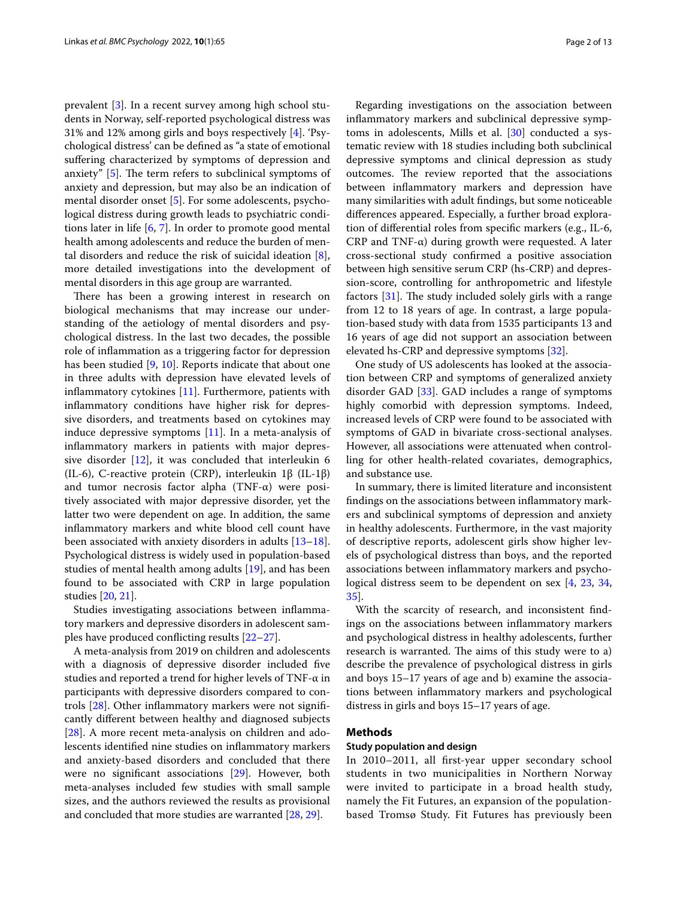prevalent [3]. In a recent survey among high school students in Norway, self-reported psychological distress was 31% and 12% among girls and boys respectively [4]. 'Psychological distress' can be defined as "a state of emotional suffering characterized by symptoms of depression and anxiety" [5]. The term refers to subclinical symptoms of anxiety and depression, but may also be an indication of mental disorder onset [5]. For some adolescents, psychological distress during growth leads to psychiatric conditions later in life [6, 7]. In order to promote good mental health among adolescents and reduce the burden of mental disorders and reduce the risk of suicidal ideation [8], more detailed investigations into the development of mental disorders in this age group are warranted.

There has been a growing interest in research on biological mechanisms that may increase our understanding of the aetiology of mental disorders and psychological distress. In the last two decades, the possible role of inflammation as a triggering factor for depression has been studied [9, 10]. Reports indicate that about one in three adults with depression have elevated levels of inflammatory cytokines [11]. Furthermore, patients with inflammatory conditions have higher risk for depressive disorders, and treatments based on cytokines may induce depressive symptoms [11]. In a meta-analysis of inflammatory markers in patients with major depressive disorder [12], it was concluded that interleukin 6 (IL-6), C-reactive protein (CRP), interleukin 1β (IL-1β) and tumor necrosis factor alpha (TNF-α) were positively associated with major depressive disorder, yet the latter two were dependent on age. In addition, the same inflammatory markers and white blood cell count have been associated with anxiety disorders in adults [13–18]. Psychological distress is widely used in population-based studies of mental health among adults [19], and has been found to be associated with CRP in large population studies [20, 21].

Studies investigating associations between inflammatory markers and depressive disorders in adolescent samples have produced conflicting results [22–27].

A meta-analysis from 2019 on children and adolescents with a diagnosis of depressive disorder included five studies and reported a trend for higher levels of TNF-α in participants with depressive disorders compared to controls [28]. Other inflammatory markers were not significantly different between healthy and diagnosed subjects [28]. A more recent meta-analysis on children and adolescents identified nine studies on inflammatory markers and anxiety-based disorders and concluded that there were no significant associations [29]. However, both meta-analyses included few studies with small sample sizes, and the authors reviewed the results as provisional and concluded that more studies are warranted [28, 29].

Regarding investigations on the association between inflammatory markers and subclinical depressive symptoms in adolescents, Mills et al. [30] conducted a systematic review with 18 studies including both subclinical depressive symptoms and clinical depression as study outcomes. The review reported that the associations between inflammatory markers and depression have many similarities with adult findings, but some noticeable differences appeared. Especially, a further broad exploration of differential roles from specific markers (e.g., IL-6, CRP and TNF-α) during growth were requested. A later cross-sectional study confirmed a positive association between high sensitive serum CRP (hs-CRP) and depression-score, controlling for anthropometric and lifestyle factors [31]. The study included solely girls with a range from 12 to 18 years of age. In contrast, a large population-based study with data from 1535 participants 13 and 16 years of age did not support an association between elevated hs-CRP and depressive symptoms [32].

One study of US adolescents has looked at the association between CRP and symptoms of generalized anxiety disorder GAD [33]. GAD includes a range of symptoms highly comorbid with depression symptoms. Indeed, increased levels of CRP were found to be associated with symptoms of GAD in bivariate cross-sectional analyses. However, all associations were attenuated when controlling for other health-related covariates, demographics, and substance use.

In summary, there is limited literature and inconsistent findings on the associations between inflammatory markers and subclinical symptoms of depression and anxiety in healthy adolescents. Furthermore, in the vast majority of descriptive reports, adolescent girls show higher levels of psychological distress than boys, and the reported associations between inflammatory markers and psychological distress seem to be dependent on sex [4, 23, 34, 35].

With the scarcity of research, and inconsistent findings on the associations between inflammatory markers and psychological distress in healthy adolescents, further research is warranted. The aims of this study were to a) describe the prevalence of psychological distress in girls and boys 15–17 years of age and b) examine the associations between inflammatory markers and psychological distress in girls and boys 15–17 years of age.

## Methods

### Study population and design

In 2010–2011, all first-year upper secondary school students in two municipalities in Northern Norway were invited to participate in a broad health study, namely the Fit Futures, an expansion of the population-based Tromsø Study. Fit Futures has previously been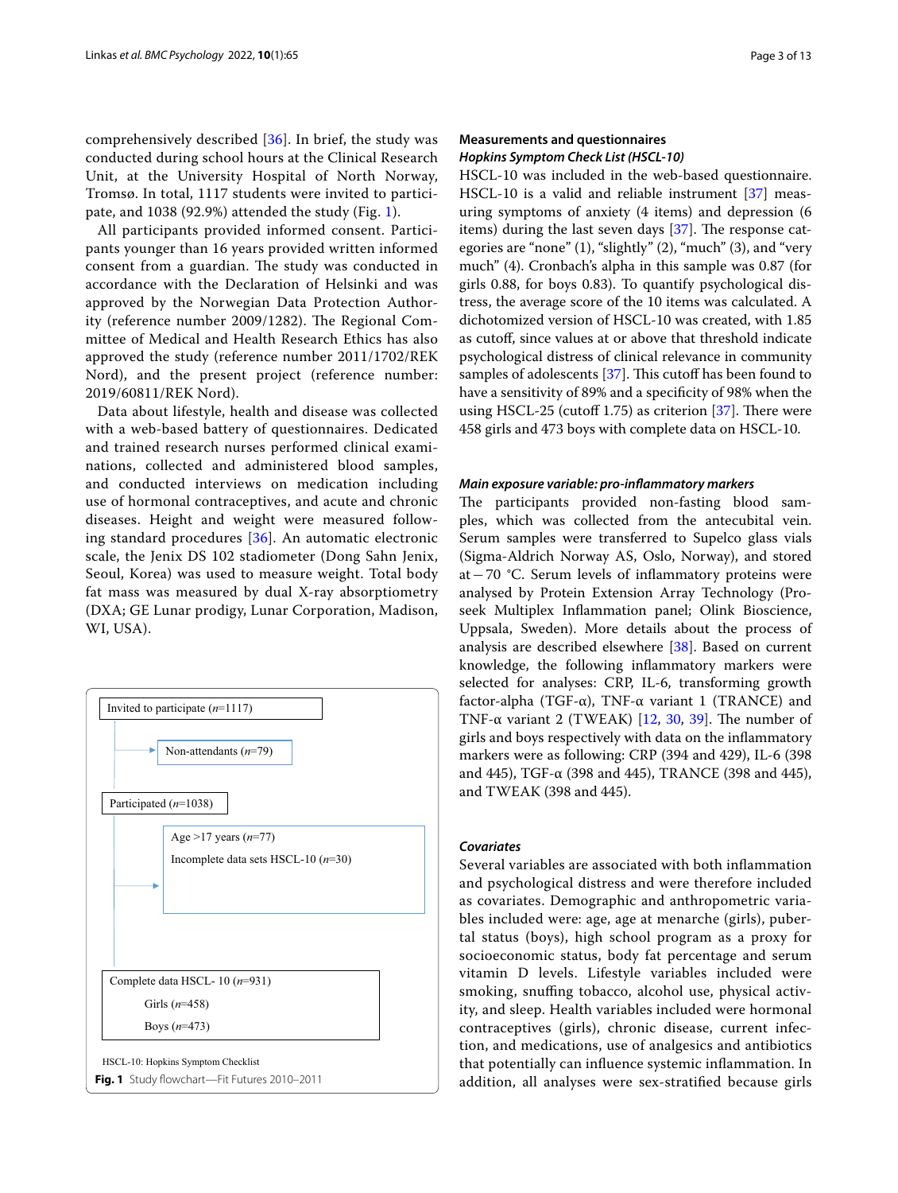comprehensively described [36]. In brief, the study was conducted during school hours at the Clinical Research Unit, at the University Hospital of North Norway, Tromsø. In total, 1117 students were invited to participate, and 1038 (92.9%) attended the study (Fig. 1).

All participants provided informed consent. Participants younger than 16 years provided written informed consent from a guardian. The study was conducted in accordance with the Declaration of Helsinki and was approved by the Norwegian Data Protection Authority (reference number 2009/1282). The Regional Committee of Medical and Health Research Ethics has also approved the study (reference number 2011/1702/REK Nord), and the present project (reference number: 2019/60811/REK Nord).

Data about lifestyle, health and disease was collected with a web-based battery of questionnaires. Dedicated and trained research nurses performed clinical examinations, collected and administered blood samples, and conducted interviews on medication including use of hormonal contraceptives, and acute and chronic diseases. Height and weight were measured following standard procedures [36]. An automatic electronic scale, the Jenix DS 102 stadiometer (Dong Sahn Jenix, Seoul, Korea) was used to measure weight. Total body fat mass was measured by dual X-ray absorptiometry (DXA; GE Lunar prodigy, Lunar Corporation, Madison, WI, USA).

Invited to participate (*n*=1117)

Non-attendants (*n*=79)

Participated (*n*=1038)

Age >17 years (*n*=77)

Incomplete data sets HSCL-10 (*n*=30)

Complete data HSCL- 10 (*n*=931)

Girls (*n*=458)

Boys (*n*=473)

HSCL-10: Hopkins Symptom Checklist

**Fig. 1** Study flowchart—Fit Futures 2010–2011

## Measurements and questionnaires

### *Hopkins Symptom Check List (HSCL-10)*

HSCL-10 was included in the web-based questionnaire. HSCL-10 is a valid and reliable instrument [37] measuring symptoms of anxiety (4 items) and depression (6 items) during the last seven days [37]. The response categories are "none" (1), "slightly" (2), "much" (3), and "very much" (4). Cronbach's alpha in this sample was 0.87 (for girls 0.88, for boys 0.83). To quantify psychological distress, the average score of the 10 items was calculated. A dichotomized version of HSCL-10 was created, with 1.85 as cutoff, since values at or above that threshold indicate psychological distress of clinical relevance in community samples of adolescents [37]. This cutoff has been found to have a sensitivity of 89% and a specificity of 98% when the using HSCL-25 (cutoff 1.75) as criterion [37]. There were 458 girls and 473 boys with complete data on HSCL-10.

### *Main exposure variable: pro-inflammatory markers*

The participants provided non-fasting blood samples, which was collected from the antecubital vein. Serum samples were transferred to Supelco glass vials (Sigma-Aldrich Norway AS, Oslo, Norway), and stored at −70 °C. Serum levels of inflammatory proteins were analysed by Protein Extension Array Technology (Proseek Multiplex Inflammation panel; Olink Bioscience, Uppsala, Sweden). More details about the process of analysis are described elsewhere [38]. Based on current knowledge, the following inflammatory markers were selected for analyses: CRP, IL-6, transforming growth factor-alpha (TGF-α), TNF-α variant 1 (TRANCE) and TNF-α variant 2 (TWEAK) [12, 30, 39]. The number of girls and boys respectively with data on the inflammatory markers were as following: CRP (394 and 429), IL-6 (398 and 445), TGF-α (398 and 445), TRANCE (398 and 445), and TWEAK (398 and 445).

### *Covariates*

Several variables are associated with both inflammation and psychological distress and were therefore included as covariates. Demographic and anthropometric variables included were: age, age at menarche (girls), pubertal status (boys), high school program as a proxy for socioeconomic status, body fat percentage and serum vitamin D levels. Lifestyle variables included were smoking, snuffing tobacco, alcohol use, physical activity, and sleep. Health variables included were hormonal contraceptives (girls), chronic disease, current infection, and medications, use of analgesics and antibiotics that potentially can influence systemic inflammation. In addition, all analyses were sex-stratified because girls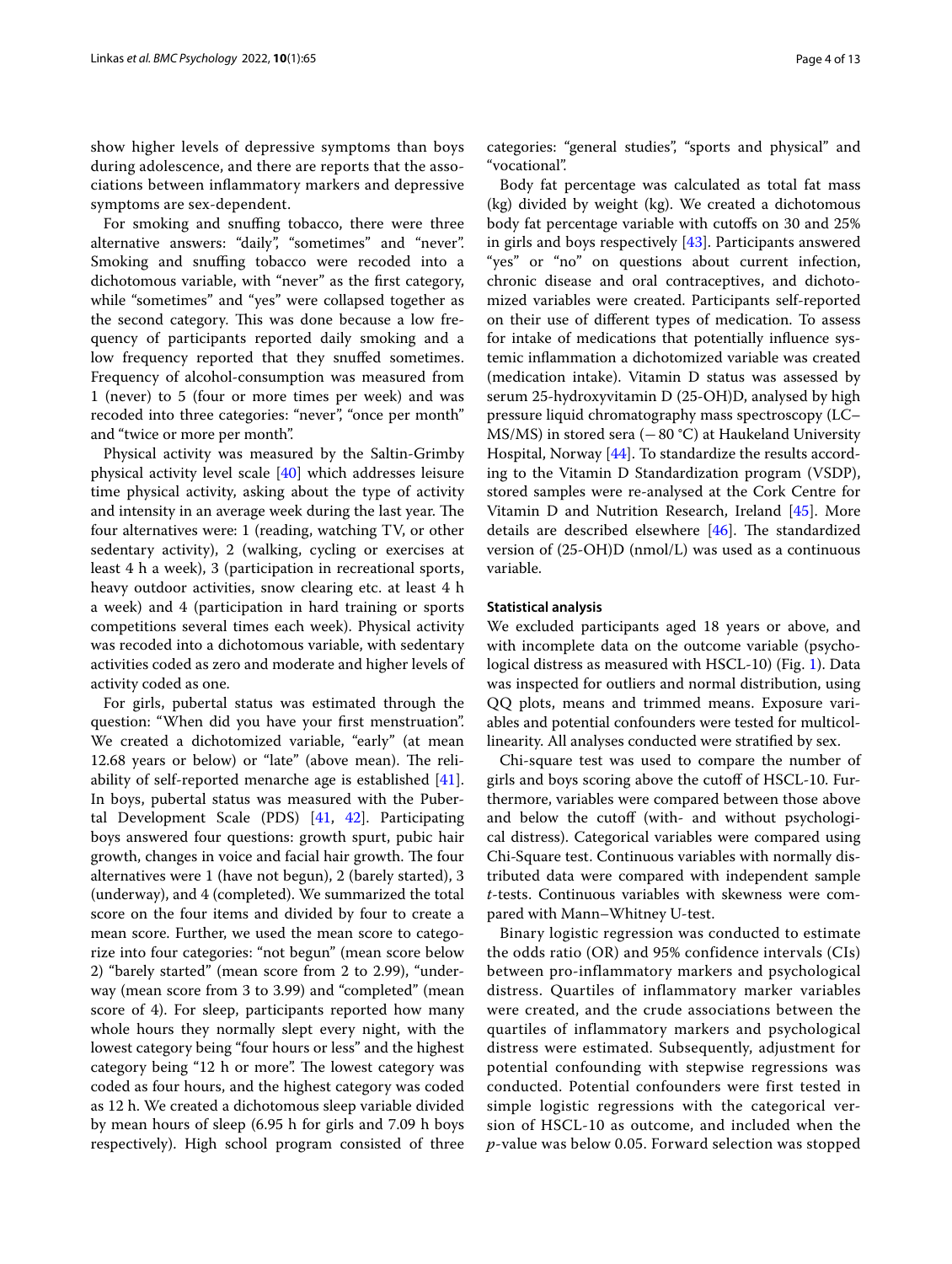show higher levels of depressive symptoms than boys during adolescence, and there are reports that the associations between inflammatory markers and depressive symptoms are sex-dependent.

For smoking and snuffing tobacco, there were three alternative answers: "daily", "sometimes" and "never". Smoking and snuffing tobacco were recoded into a dichotomous variable, with "never" as the first category, while "sometimes" and "yes" were collapsed together as the second category. This was done because a low frequency of participants reported daily smoking and a low frequency reported that they snuffed sometimes. Frequency of alcohol-consumption was measured from 1 (never) to 5 (four or more times per week) and was recoded into three categories: "never", "once per month" and "twice or more per month".

Physical activity was measured by the Saltin-Grimby physical activity level scale [40] which addresses leisure time physical activity, asking about the type of activity and intensity in an average week during the last year. The four alternatives were: 1 (reading, watching TV, or other sedentary activity), 2 (walking, cycling or exercises at least 4 h a week), 3 (participation in recreational sports, heavy outdoor activities, snow clearing etc. at least 4 h a week) and 4 (participation in hard training or sports competitions several times each week). Physical activity was recoded into a dichotomous variable, with sedentary activities coded as zero and moderate and higher levels of activity coded as one.

For girls, pubertal status was estimated through the question: "When did you have your first menstruation". We created a dichotomized variable, "early" (at mean 12.68 years or below) or "late" (above mean). The reliability of self-reported menarche age is established [41]. In boys, pubertal status was measured with the Pubertal Development Scale (PDS) [41, 42]. Participating boys answered four questions: growth spurt, pubic hair growth, changes in voice and facial hair growth. The four alternatives were 1 (have not begun), 2 (barely started), 3 (underway), and 4 (completed). We summarized the total score on the four items and divided by four to create a mean score. Further, we used the mean score to categorize into four categories: "not begun" (mean score below 2) "barely started" (mean score from 2 to 2.99), "underway (mean score from 3 to 3.99) and "completed" (mean score of 4). For sleep, participants reported how many whole hours they normally slept every night, with the lowest category being "four hours or less" and the highest category being "12 h or more". The lowest category was coded as four hours, and the highest category was coded as 12 h. We created a dichotomous sleep variable divided by mean hours of sleep (6.95 h for girls and 7.09 h boys respectively). High school program consisted of three categories: "general studies", "sports and physical" and "vocational".

Body fat percentage was calculated as total fat mass (kg) divided by weight (kg). We created a dichotomous body fat percentage variable with cutoffs on 30 and 25% in girls and boys respectively [43]. Participants answered "yes" or "no" on questions about current infection, chronic disease and oral contraceptives, and dichotomized variables were created. Participants self-reported on their use of different types of medication. To assess for intake of medications that potentially influence systemic inflammation a dichotomized variable was created (medication intake). Vitamin D status was assessed by serum 25-hydroxyvitamin D (25-OH)D, analysed by high pressure liquid chromatography mass spectroscopy (LC–MS/MS) in stored sera (−80 °C) at Haukeland University Hospital, Norway [44]. To standardize the results according to the Vitamin D Standardization program (VSDP), stored samples were re-analysed at the Cork Centre for Vitamin D and Nutrition Research, Ireland [45]. More details are described elsewhere [46]. The standardized version of (25-OH)D (nmol/L) was used as a continuous variable.

### Statistical analysis

We excluded participants aged 18 years or above, and with incomplete data on the outcome variable (psychological distress as measured with HSCL-10) (Fig. 1). Data was inspected for outliers and normal distribution, using QQ plots, means and trimmed means. Exposure variables and potential confounders were tested for multicollinearity. All analyses conducted were stratified by sex.

Chi-square test was used to compare the number of girls and boys scoring above the cutoff of HSCL-10. Furthermore, variables were compared between those above and below the cutoff (with- and without psychological distress). Categorical variables were compared using Chi-Square test. Continuous variables with normally distributed data were compared with independent sample *t*-tests. Continuous variables with skewness were compared with Mann–Whitney U-test.

Binary logistic regression was conducted to estimate the odds ratio (OR) and 95% confidence intervals (CIs) between pro-inflammatory markers and psychological distress. Quartiles of inflammatory marker variables were created, and the crude associations between the quartiles of inflammatory markers and psychological distress were estimated. Subsequently, adjustment for potential confounding with stepwise regressions was conducted. Potential confounders were first tested in simple logistic regressions with the categorical version of HSCL-10 as outcome, and included when the *p*-value was below 0.05. Forward selection was stopped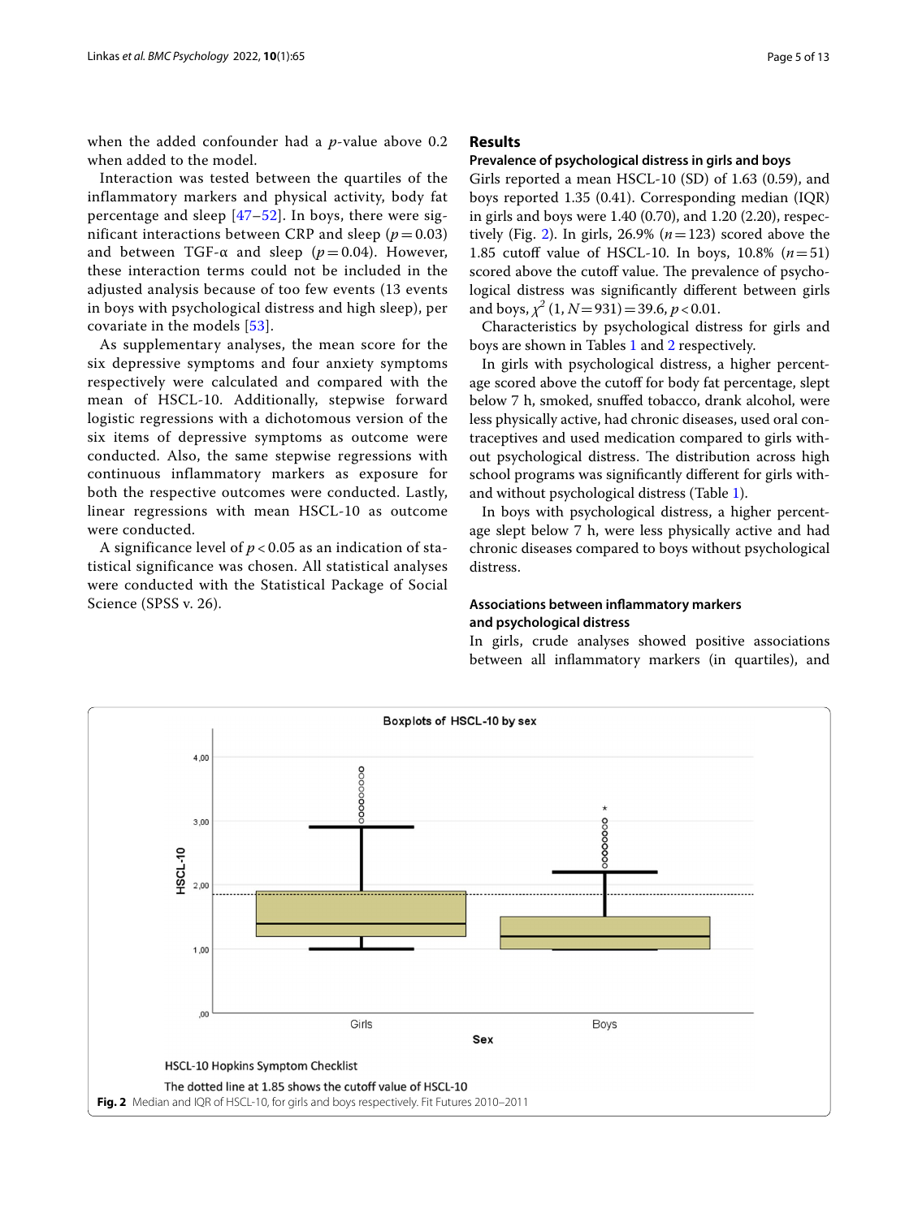when the added confounder had a *p*-value above 0.2 when added to the model.

Interaction was tested between the quartiles of the inflammatory markers and physical activity, body fat percentage and sleep [47–52]. In boys, there were significant interactions between CRP and sleep ($p = 0.03$) and between TGF-α and sleep ($p = 0.04$). However, these interaction terms could not be included in the adjusted analysis because of too few events (13 events in boys with psychological distress and high sleep), per covariate in the models [53].

As supplementary analyses, the mean score for the six depressive symptoms and four anxiety symptoms respectively were calculated and compared with the mean of HSCL-10. Additionally, stepwise forward logistic regressions with a dichotomous version of the six items of depressive symptoms as outcome were conducted. Also, the same stepwise regressions with continuous inflammatory markers as exposure for both the respective outcomes were conducted. Lastly, linear regressions with mean HSCL-10 as outcome were conducted.

A significance level of $p < 0.05$ as an indication of statistical significance was chosen. All statistical analyses were conducted with the Statistical Package of Social Science (SPSS v. 26).

## Results

### Prevalence of psychological distress in girls and boys

Girls reported a mean HSCL-10 (SD) of 1.63 (0.59), and boys reported 1.35 (0.41). Corresponding median (IQR) in girls and boys were 1.40 (0.70), and 1.20 (2.20), respectively (Fig. 2). In girls, 26.9% ($n = 123$) scored above the 1.85 cutoff value of HSCL-10. In boys, 10.8% ($n = 51$) scored above the cutoff value. The prevalence of psychological distress was significantly different between girls and boys, $\chi^2$ (1, $N = 931$) = 39.6, $p < 0.01$.

Characteristics by psychological distress for girls and boys are shown in Tables 1 and 2 respectively.

In girls with psychological distress, a higher percentage scored above the cutoff for body fat percentage, slept below 7 h, smoked, snuffed tobacco, drank alcohol, were less physically active, had chronic diseases, used oral contraceptives and used medication compared to girls without psychological distress. The distribution across high school programs was significantly different for girls with- and without psychological distress (Table 1).

In boys with psychological distress, a higher percentage slept below 7 h, were less physically active and had chronic diseases compared to boys without psychological distress.

### Associations between inflammatory markers and psychological distress

In girls, crude analyses showed positive associations between all inflammatory markers (in quartiles), and

Boxplots of HSCL-10 by sex

HSCL-10 Hopkins Symptom Checklist

The dotted line at 1.85 shows the cutoff value of HSCL-10

**Fig. 2** Median and IQR of HSCL-10, for girls and boys respectively. Fit Futures 2010–2011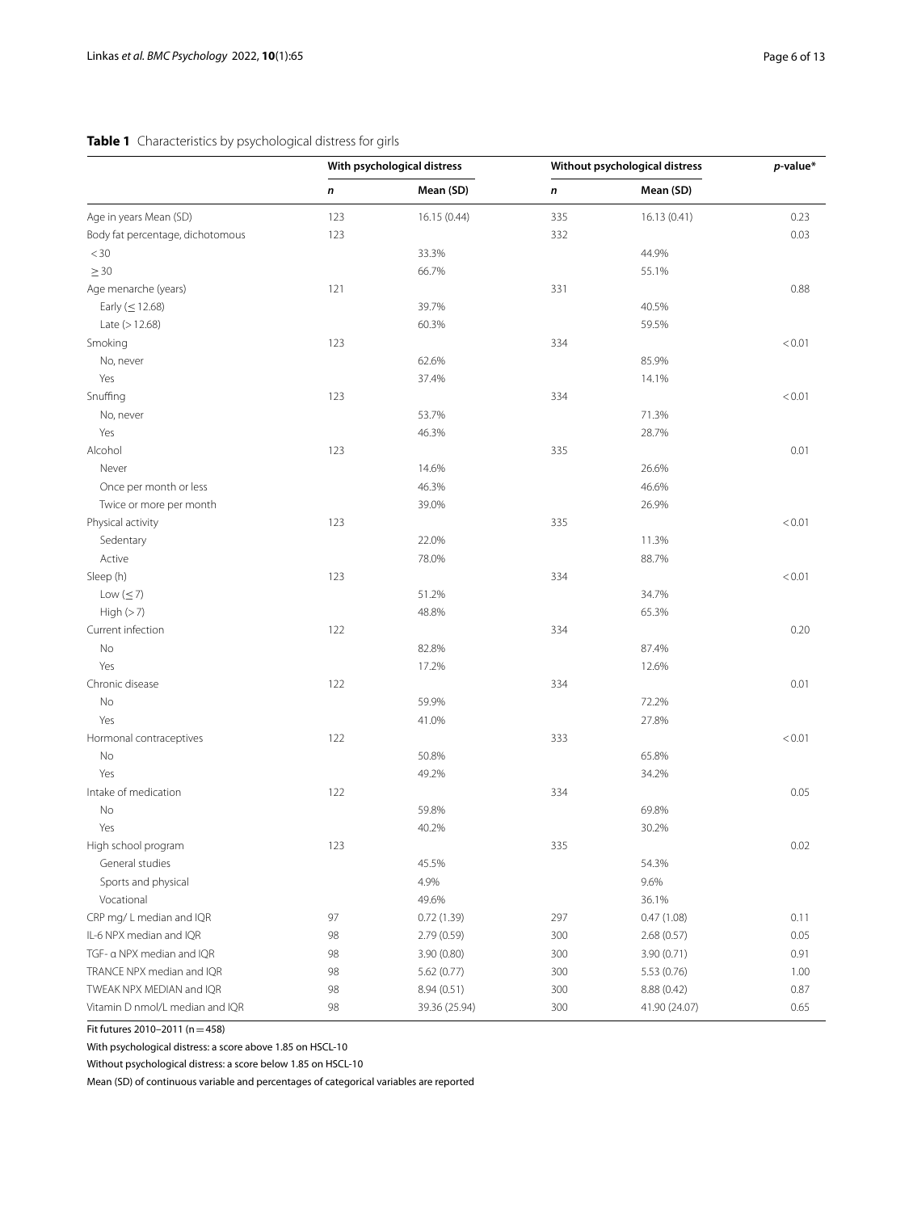**Table 1** Characteristics by psychological distress for girls

| | With psychological distress | | Without psychological distress | | *p*-value* |
|---|---|---|---|---|---|
| | ***n*** | **Mean (SD)** | ***n*** | **Mean (SD)** | |
| Age in years Mean (SD) | 123 | 16.15 (0.44) | 335 | 16.13 (0.41) | 0.23 |
| Body fat percentage, dichotomous | 123 | | 332 | | 0.03 |
| < 30 | | 33.3% | | 44.9% | |
| ≥ 30 | | 66.7% | | 55.1% | |
| Age menarche (years) | 121 | | 331 | | 0.88 |
| Early (≤ 12.68) | | 39.7% | | 40.5% | |
| Late (> 12.68) | | 60.3% | | 59.5% | |
| Smoking | 123 | | 334 | | < 0.01 |
| No, never | | 62.6% | | 85.9% | |
| Yes | | 37.4% | | 14.1% | |
| Snuffing | 123 | | 334 | | < 0.01 |
| No, never | | 53.7% | | 71.3% | |
| Yes | | 46.3% | | 28.7% | |
| Alcohol | 123 | | 335 | | 0.01 |
| Never | | 14.6% | | 26.6% | |
| Once per month or less | | 46.3% | | 46.6% | |
| Twice or more per month | | 39.0% | | 26.9% | |
| Physical activity | 123 | | 335 | | < 0.01 |
| Sedentary | | 22.0% | | 11.3% | |
| Active | | 78.0% | | 88.7% | |
| Sleep (h) | 123 | | 334 | | < 0.01 |
| Low (≤ 7) | | 51.2% | | 34.7% | |
| High (> 7) | | 48.8% | | 65.3% | |
| Current infection | 122 | | 334 | | 0.20 |
| No | | 82.8% | | 87.4% | |
| Yes | | 17.2% | | 12.6% | |
| Chronic disease | 122 | | 334 | | 0.01 |
| No | | 59.9% | | 72.2% | |
| Yes | | 41.0% | | 27.8% | |
| Hormonal contraceptives | 122 | | 333 | | < 0.01 |
| No | | 50.8% | | 65.8% | |
| Yes | | 49.2% | | 34.2% | |
| Intake of medication | 122 | | 334 | | 0.05 |
| No | | 59.8% | | 69.8% | |
| Yes | | 40.2% | | 30.2% | |
| High school program | 123 | | 335 | | 0.02 |
| General studies | | 45.5% | | 54.3% | |
| Sports and physical | | 4.9% | | 9.6% | |
| Vocational | | 49.6% | | 36.1% | |
| CRP mg/ L median and IQR | 97 | 0.72 (1.39) | 297 | 0.47 (1.08) | 0.11 |
| IL-6 NPX median and IQR | 98 | 2.79 (0.59) | 300 | 2.68 (0.57) | 0.05 |
| TGF- α NPX median and IQR | 98 | 3.90 (0.80) | 300 | 3.90 (0.71) | 0.91 |
| TRANCE NPX median and IQR | 98 | 5.62 (0.77) | 300 | 5.53 (0.76) | 1.00 |
| TWEAK NPX MEDIAN and IQR | 98 | 8.94 (0.51) | 300 | 8.88 (0.42) | 0.87 |
| Vitamin D nmol/L median and IQR | 98 | 39.36 (25.94) | 300 | 41.90 (24.07) | 0.65 |

Fit futures 2010–2011 (n = 458)

With psychological distress: a score above 1.85 on HSCL-10

Without psychological distress: a score below 1.85 on HSCL-10

Mean (SD) of continuous variable and percentages of categorical variables are reported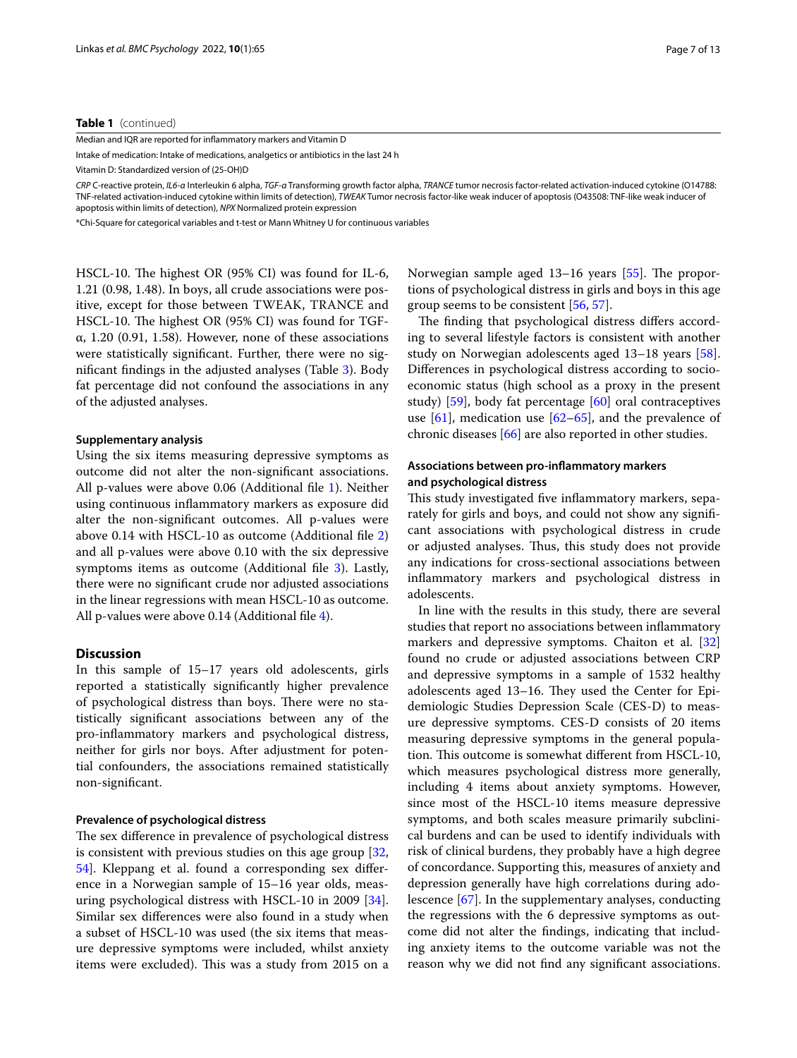**Table 1** (continued)

Median and IQR are reported for inflammatory markers and Vitamin D

Intake of medication: Intake of medications, analgetics or antibiotics in the last 24 h

Vitamin D: Standardized version of (25-OH)D

*CRP* C-reactive protein, *IL6-α* Interleukin 6 alpha, *TGF-α* Transforming growth factor alpha, *TRANCE* tumor necrosis factor-related activation-induced cytokine (O14788: TNF-related activation-induced cytokine within limits of detection), *TWEAK* Tumor necrosis factor-like weak inducer of apoptosis (O43508: TNF-like weak inducer of apoptosis within limits of detection), *NPX* Normalized protein expression

*Chi-Square for categorical variables and t-test or Mann Whitney U for continuous variables

HSCL-10. The highest OR (95% CI) was found for IL-6, 1.21 (0.98, 1.48). In boys, all crude associations were positive, except for those between TWEAK, TRANCE and HSCL-10. The highest OR (95% CI) was found for TGF-α, 1.20 (0.91, 1.58). However, none of these associations were statistically significant. Further, there were no significant findings in the adjusted analyses (Table 3). Body fat percentage did not confound the associations in any of the adjusted analyses.

### Supplementary analysis

Using the six items measuring depressive symptoms as outcome did not alter the non-significant associations. All p-values were above 0.06 (Additional file 1). Neither using continuous inflammatory markers as exposure did alter the non-significant outcomes. All p-values were above 0.14 with HSCL-10 as outcome (Additional file 2) and all p-values were above 0.10 with the six depressive symptoms items as outcome (Additional file 3). Lastly, there were no significant crude nor adjusted associations in the linear regressions with mean HSCL-10 as outcome. All p-values were above 0.14 (Additional file 4).

## Discussion

In this sample of 15–17 years old adolescents, girls reported a statistically significantly higher prevalence of psychological distress than boys. There were no statistically significant associations between any of the pro-inflammatory markers and psychological distress, neither for girls nor boys. After adjustment for potential confounders, the associations remained statistically non-significant.

### Prevalence of psychological distress

The sex difference in prevalence of psychological distress is consistent with previous studies on this age group [32, 54]. Kleppang et al. found a corresponding sex difference in a Norwegian sample of 15–16 year olds, measuring psychological distress with HSCL-10 in 2009 [34]. Similar sex differences were also found in a study when a subset of HSCL-10 was used (the six items that measure depressive symptoms were included, whilst anxiety items were excluded). This was a study from 2015 on a Norwegian sample aged 13–16 years [55]. The proportions of psychological distress in girls and boys in this age group seems to be consistent [56, 57].

The finding that psychological distress differs according to several lifestyle factors is consistent with another study on Norwegian adolescents aged 13–18 years [58]. Differences in psychological distress according to socioeconomic status (high school as a proxy in the present study) [59], body fat percentage [60] oral contraceptives use [61], medication use [62–65], and the prevalence of chronic diseases [66] are also reported in other studies.

### Associations between pro-inflammatory markers and psychological distress

This study investigated five inflammatory markers, separately for girls and boys, and could not show any significant associations with psychological distress in crude or adjusted analyses. Thus, this study does not provide any indications for cross-sectional associations between inflammatory markers and psychological distress in adolescents.

In line with the results in this study, there are several studies that report no associations between inflammatory markers and depressive symptoms. Chaiton et al. [32] found no crude or adjusted associations between CRP and depressive symptoms in a sample of 1532 healthy adolescents aged 13–16. They used the Center for Epidemiologic Studies Depression Scale (CES-D) to measure depressive symptoms. CES-D consists of 20 items measuring depressive symptoms in the general population. This outcome is somewhat different from HSCL-10, which measures psychological distress more generally, including 4 items about anxiety symptoms. However, since most of the HSCL-10 items measure depressive symptoms, and both scales measure primarily subclinical burdens and can be used to identify individuals with risk of clinical burdens, they probably have a high degree of concordance. Supporting this, measures of anxiety and depression generally have high correlations during adolescence [67]. In the supplementary analyses, conducting the regressions with the 6 depressive symptoms as outcome did not alter the findings, indicating that including anxiety items to the outcome variable was not the reason why we did not find any significant associations.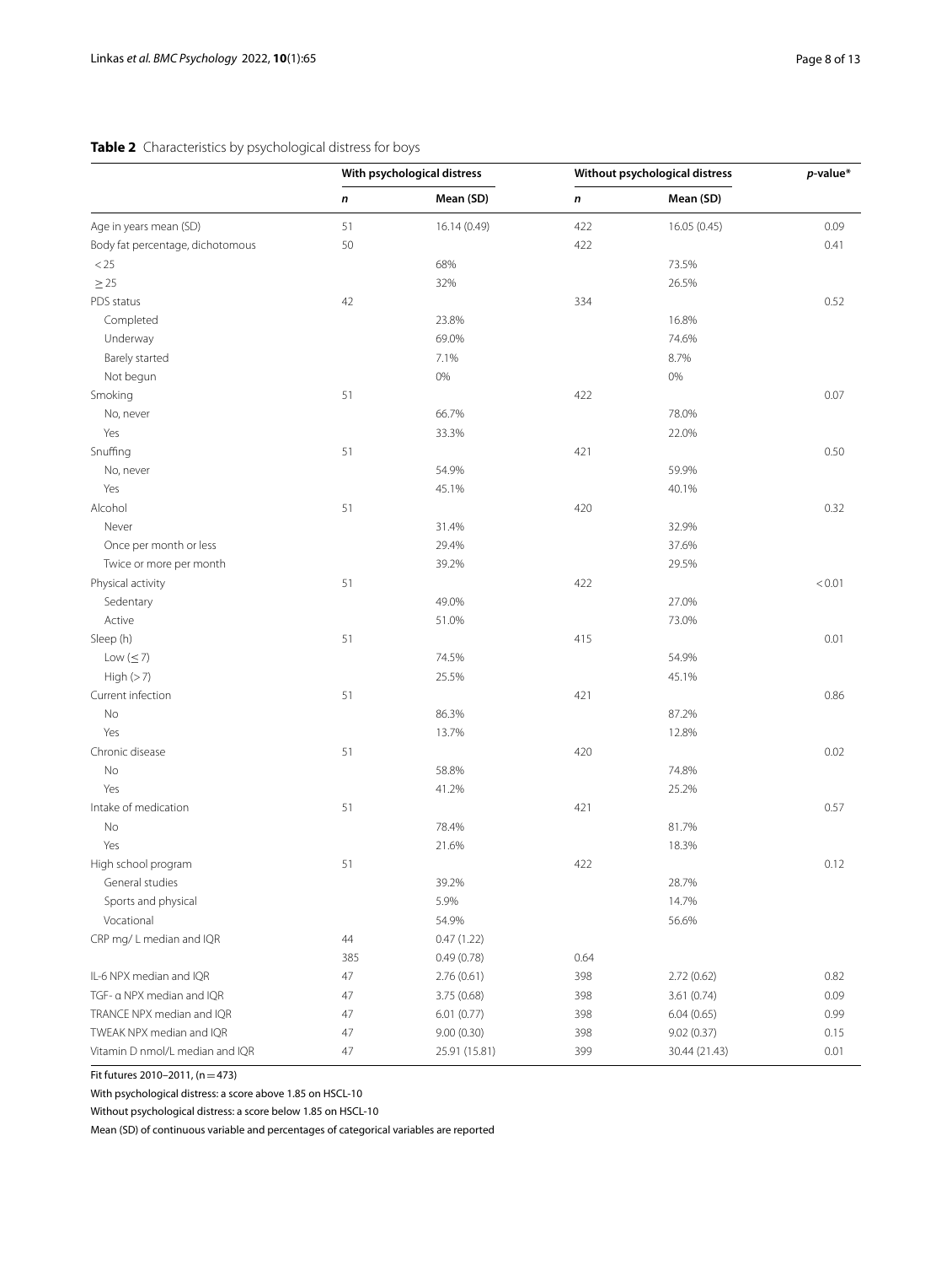**Table 2** Characteristics by psychological distress for boys

| | With psychological distress | | Without psychological distress | | *p*-value* |
|---|---|---|---|---|---|
| | ***n*** | **Mean (SD)** | ***n*** | **Mean (SD)** | |
| Age in years mean (SD) | 51 | 16.14 (0.49) | 422 | 16.05 (0.45) | 0.09 |
| Body fat percentage, dichotomous | 50 | | 422 | | 0.41 |
| < 25 | | 68% | | 73.5% | |
| ≥ 25 | | 32% | | 26.5% | |
| PDS status | 42 | | 334 | | 0.52 |
| Completed | | 23.8% | | 16.8% | |
| Underway | | 69.0% | | 74.6% | |
| Barely started | | 7.1% | | 8.7% | |
| Not begun | | 0% | | 0% | |
| Smoking | 51 | | 422 | | 0.07 |
| No, never | | 66.7% | | 78.0% | |
| Yes | | 33.3% | | 22.0% | |
| Snuffing | 51 | | 421 | | 0.50 |
| No, never | | 54.9% | | 59.9% | |
| Yes | | 45.1% | | 40.1% | |
| Alcohol | 51 | | 420 | | 0.32 |
| Never | | 31.4% | | 32.9% | |
| Once per month or less | | 29.4% | | 37.6% | |
| Twice or more per month | | 39.2% | | 29.5% | |
| Physical activity | 51 | | 422 | | < 0.01 |
| Sedentary | | 49.0% | | 27.0% | |
| Active | | 51.0% | | 73.0% | |
| Sleep (h) | 51 | | 415 | | 0.01 |
| Low (≤ 7) | | 74.5% | | 54.9% | |
| High (> 7) | | 25.5% | | 45.1% | |
| Current infection | 51 | | 421 | | 0.86 |
| No | | 86.3% | | 87.2% | |
| Yes | | 13.7% | | 12.8% | |
| Chronic disease | 51 | | 420 | | 0.02 |
| No | | 58.8% | | 74.8% | |
| Yes | | 41.2% | | 25.2% | |
| Intake of medication | 51 | | 421 | | 0.57 |
| No | | 78.4% | | 81.7% | |
| Yes | | 21.6% | | 18.3% | |
| High school program | 51 | | 422 | | 0.12 |
| General studies | | 39.2% | | 28.7% | |
| Sports and physical | | 5.9% | | 14.7% | |
| Vocational | | 54.9% | | 56.6% | |
| CRP mg/ L median and IQR | 44 | 0.47 (1.22) | | | |
| | 385 | 0.49 (0.78) | 0.64 | | |
| IL-6 NPX median and IQR | 47 | 2.76 (0.61) | 398 | 2.72 (0.62) | 0.82 |
| TGF- α NPX median and IQR | 47 | 3.75 (0.68) | 398 | 3.61 (0.74) | 0.09 |
| TRANCE NPX median and IQR | 47 | 6.01 (0.77) | 398 | 6.04 (0.65) | 0.99 |
| TWEAK NPX median and IQR | 47 | 9.00 (0.30) | 398 | 9.02 (0.37) | 0.15 |
| Vitamin D nmol/L median and IQR | 47 | 25.91 (15.81) | 399 | 30.44 (21.43) | 0.01 |

Fit futures 2010–2011, (n = 473)

With psychological distress: a score above 1.85 on HSCL-10

Without psychological distress: a score below 1.85 on HSCL-10

Mean (SD) of continuous variable and percentages of categorical variables are reported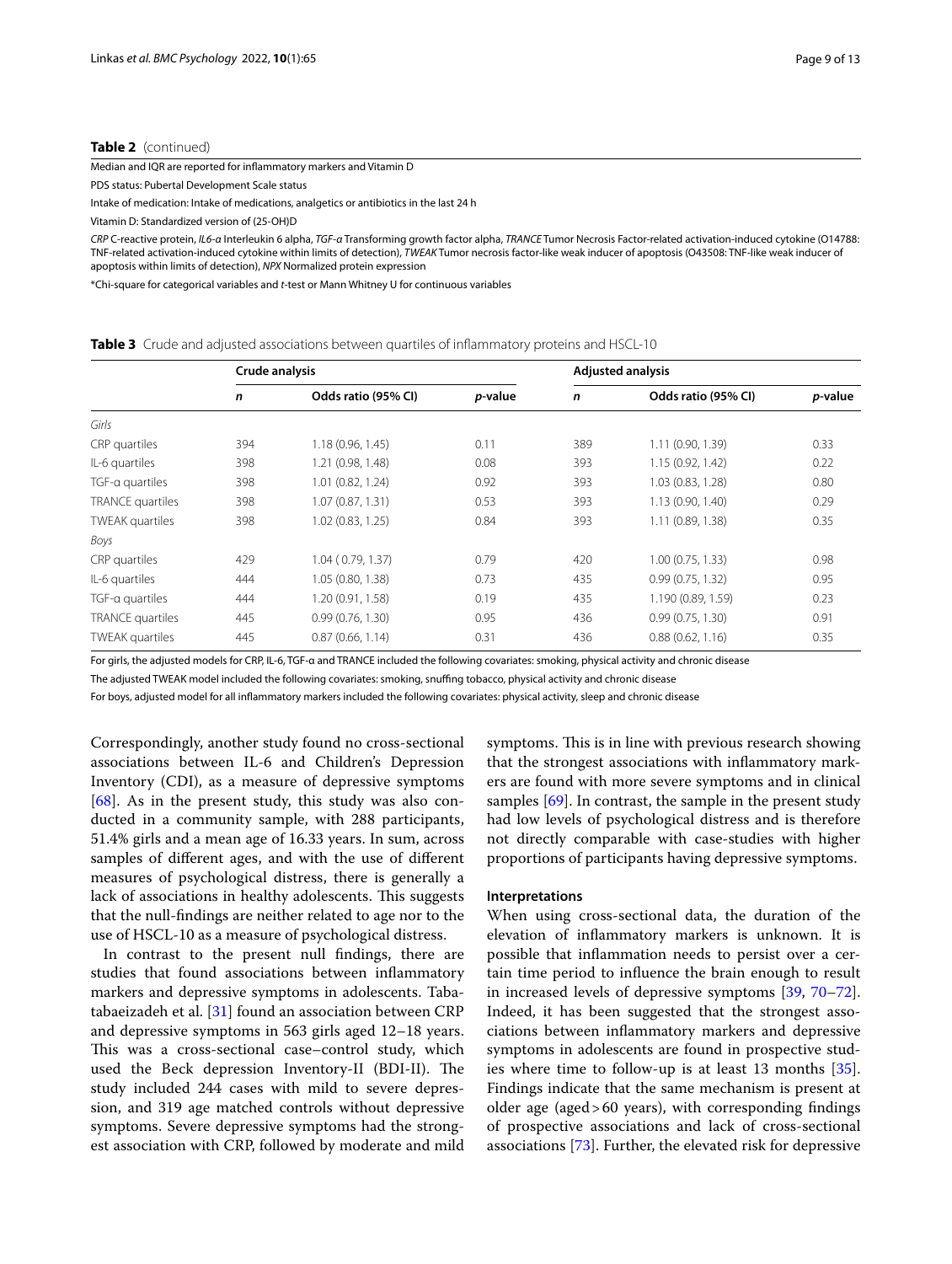**Table 2** (continued)

Median and IQR are reported for inflammatory markers and Vitamin D

PDS status: Pubertal Development Scale status

Intake of medication: Intake of medications, analgetics or antibiotics in the last 24 h

Vitamin D: Standardized version of (25-OH)D

*CRP* C-reactive protein, *IL6-α* Interleukin 6 alpha, *TGF-α* Transforming growth factor alpha, *TRANCE* Tumor Necrosis Factor-related activation-induced cytokine (O14788: TNF-related activation-induced cytokine within limits of detection), *TWEAK* Tumor necrosis factor-like weak inducer of apoptosis (O43508: TNF-like weak inducer of apoptosis within limits of detection), *NPX* Normalized protein expression

*Chi-square for categorical variables and *t*-test or Mann Whitney U for continuous variables

**Table 3** Crude and adjusted associations between quartiles of inflammatory proteins and HSCL-10

| | Crude analysis | | | Adjusted analysis | | |
|---|---|---|---|---|---|---|
| | *n* | Odds ratio (95% CI) | *p*-value | *n* | Odds ratio (95% CI) | *p*-value |
| *Girls* | | | | | | |
| CRP quartiles | 394 | 1.18 (0.96, 1.45) | 0.11 | 389 | 1.11 (0.90, 1.39) | 0.33 |
| IL-6 quartiles | 398 | 1.21 (0.98, 1.48) | 0.08 | 393 | 1.15 (0.92, 1.42) | 0.22 |
| TGF-α quartiles | 398 | 1.01 (0.82, 1.24) | 0.92 | 393 | 1.03 (0.83, 1.28) | 0.80 |
| TRANCE quartiles | 398 | 1.07 (0.87, 1.31) | 0.53 | 393 | 1.13 (0.90, 1.40) | 0.29 |
| TWEAK quartiles | 398 | 1.02 (0.83, 1.25) | 0.84 | 393 | 1.11 (0.89, 1.38) | 0.35 |
| *Boys* | | | | | | |
| CRP quartiles | 429 | 1.04 ( 0.79, 1.37) | 0.79 | 420 | 1.00 (0.75, 1.33) | 0.98 |
| IL-6 quartiles | 444 | 1.05 (0.80, 1.38) | 0.73 | 435 | 0.99 (0.75, 1.32) | 0.95 |
| TGF-α quartiles | 444 | 1.20 (0.91, 1.58) | 0.19 | 435 | 1.190 (0.89, 1.59) | 0.23 |
| TRANCE quartiles | 445 | 0.99 (0.76, 1.30) | 0.95 | 436 | 0.99 (0.75, 1.30) | 0.91 |
| TWEAK quartiles | 445 | 0.87 (0.66, 1.14) | 0.31 | 436 | 0.88 (0.62, 1.16) | 0.35 |

For girls, the adjusted models for CRP, IL-6, TGF-α and TRANCE included the following covariates: smoking, physical activity and chronic disease

The adjusted TWEAK model included the following covariates: smoking, snuffing tobacco, physical activity and chronic disease

For boys, adjusted model for all inflammatory markers included the following covariates: physical activity, sleep and chronic disease

Correspondingly, another study found no cross-sectional associations between IL-6 and Children's Depression Inventory (CDI), as a measure of depressive symptoms [68]. As in the present study, this study was also conducted in a community sample, with 288 participants, 51.4% girls and a mean age of 16.33 years. In sum, across samples of different ages, and with the use of different measures of psychological distress, there is generally a lack of associations in healthy adolescents. This suggests that the null-findings are neither related to age nor to the use of HSCL-10 as a measure of psychological distress.

In contrast to the present null findings, there are studies that found associations between inflammatory markers and depressive symptoms in adolescents. Tabatabaeizadeh et al. [31] found an association between CRP and depressive symptoms in 563 girls aged 12–18 years. This was a cross-sectional case–control study, which used the Beck depression Inventory-II (BDI-II). The study included 244 cases with mild to severe depression, and 319 age matched controls without depressive symptoms. Severe depressive symptoms had the strongest association with CRP, followed by moderate and mild symptoms. This is in line with previous research showing that the strongest associations with inflammatory markers are found with more severe symptoms and in clinical samples [69]. In contrast, the sample in the present study had low levels of psychological distress and is therefore not directly comparable with case-studies with higher proportions of participants having depressive symptoms.

### Interpretations

When using cross-sectional data, the duration of the elevation of inflammatory markers is unknown. It is possible that inflammation needs to persist over a certain time period to influence the brain enough to result in increased levels of depressive symptoms [39, 70–72]. Indeed, it has been suggested that the strongest associations between inflammatory markers and depressive symptoms in adolescents are found in prospective studies where time to follow-up is at least 13 months [35]. Findings indicate that the same mechanism is present at older age (aged > 60 years), with corresponding findings of prospective associations and lack of cross-sectional associations [73]. Further, the elevated risk for depressive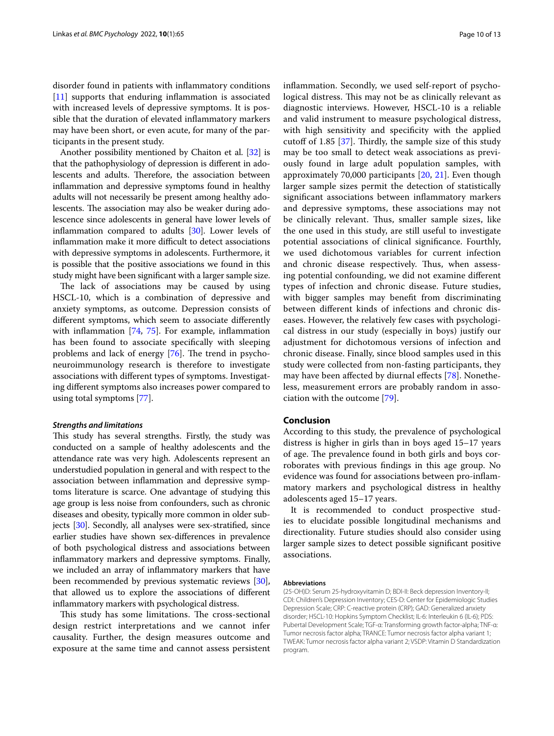disorder found in patients with inflammatory conditions [11] supports that enduring inflammation is associated with increased levels of depressive symptoms. It is possible that the duration of elevated inflammatory markers may have been short, or even acute, for many of the participants in the present study.

Another possibility mentioned by Chaiton et al. [32] is that the pathophysiology of depression is different in adolescents and adults. Therefore, the association between inflammation and depressive symptoms found in healthy adults will not necessarily be present among healthy adolescents. The association may also be weaker during adolescence since adolescents in general have lower levels of inflammation compared to adults [30]. Lower levels of inflammation make it more difficult to detect associations with depressive symptoms in adolescents. Furthermore, it is possible that the positive associations we found in this study might have been significant with a larger sample size.

The lack of associations may be caused by using HSCL-10, which is a combination of depressive and anxiety symptoms, as outcome. Depression consists of different symptoms, which seem to associate differently with inflammation [74, 75]. For example, inflammation has been found to associate specifically with sleeping problems and lack of energy [76]. The trend in psychoneuroimmunology research is therefore to investigate associations with different types of symptoms. Investigating different symptoms also increases power compared to using total symptoms [77].

### *Strengths and limitations*

This study has several strengths. Firstly, the study was conducted on a sample of healthy adolescents and the attendance rate was very high. Adolescents represent an understudied population in general and with respect to the association between inflammation and depressive symptoms literature is scarce. One advantage of studying this age group is less noise from confounders, such as chronic diseases and obesity, typically more common in older subjects [30]. Secondly, all analyses were sex-stratified, since earlier studies have shown sex-differences in prevalence of both psychological distress and associations between inflammatory markers and depressive symptoms. Finally, we included an array of inflammatory markers that have been recommended by previous systematic reviews [30], that allowed us to explore the associations of different inflammatory markers with psychological distress.

This study has some limitations. The cross-sectional design restrict interpretations and we cannot infer causality. Further, the design measures outcome and exposure at the same time and cannot assess persistent inflammation. Secondly, we used self-report of psychological distress. This may not be as clinically relevant as diagnostic interviews. However, HSCL-10 is a reliable and valid instrument to measure psychological distress, with high sensitivity and specificity with the applied cutoff of 1.85 [37]. Thirdly, the sample size of this study may be too small to detect weak associations as previously found in large adult population samples, with approximately 70,000 participants [20, 21]. Even though larger sample sizes permit the detection of statistically significant associations between inflammatory markers and depressive symptoms, these associations may not be clinically relevant. Thus, smaller sample sizes, like the one used in this study, are still useful to investigate potential associations of clinical significance. Fourthly, we used dichotomous variables for current infection and chronic disease respectively. Thus, when assessing potential confounding, we did not examine different types of infection and chronic disease. Future studies, with bigger samples may benefit from discriminating between different kinds of infections and chronic diseases. However, the relatively few cases with psychological distress in our study (especially in boys) justify our adjustment for dichotomous versions of infection and chronic disease. Finally, since blood samples used in this study were collected from non-fasting participants, they may have been affected by diurnal effects [78]. Nonetheless, measurement errors are probably random in association with the outcome [79].

## Conclusion

According to this study, the prevalence of psychological distress is higher in girls than in boys aged 15–17 years of age. The prevalence found in both girls and boys corroborates with previous findings in this age group. No evidence was found for associations between pro-inflammatory markers and psychological distress in healthy adolescents aged 15–17 years.

It is recommended to conduct prospective studies to elucidate possible longitudinal mechanisms and directionality. Future studies should also consider using larger sample sizes to detect possible significant positive associations.

#### Abbreviations

(25-OH)D: Serum 25-hydroxyvitamin D; BDI-II: Beck depression Inventory-II; CDI: Children's Depression Inventory; CES-D: Center for Epidemiologic Studies Depression Scale; CRP: C-reactive protein (CRP); GAD: Generalized anxiety disorder; HSCL-10: Hopkins Symptom Checklist; IL-6: Interleukin 6 (IL-6); PDS: Pubertal Development Scale; TGF-α: Transforming growth factor-alpha; TNF-α: Tumor necrosis factor alpha; TRANCE: Tumor necrosis factor alpha variant 1; TWEAK: Tumor necrosis factor alpha variant 2; VSDP: Vitamin D Standardization program.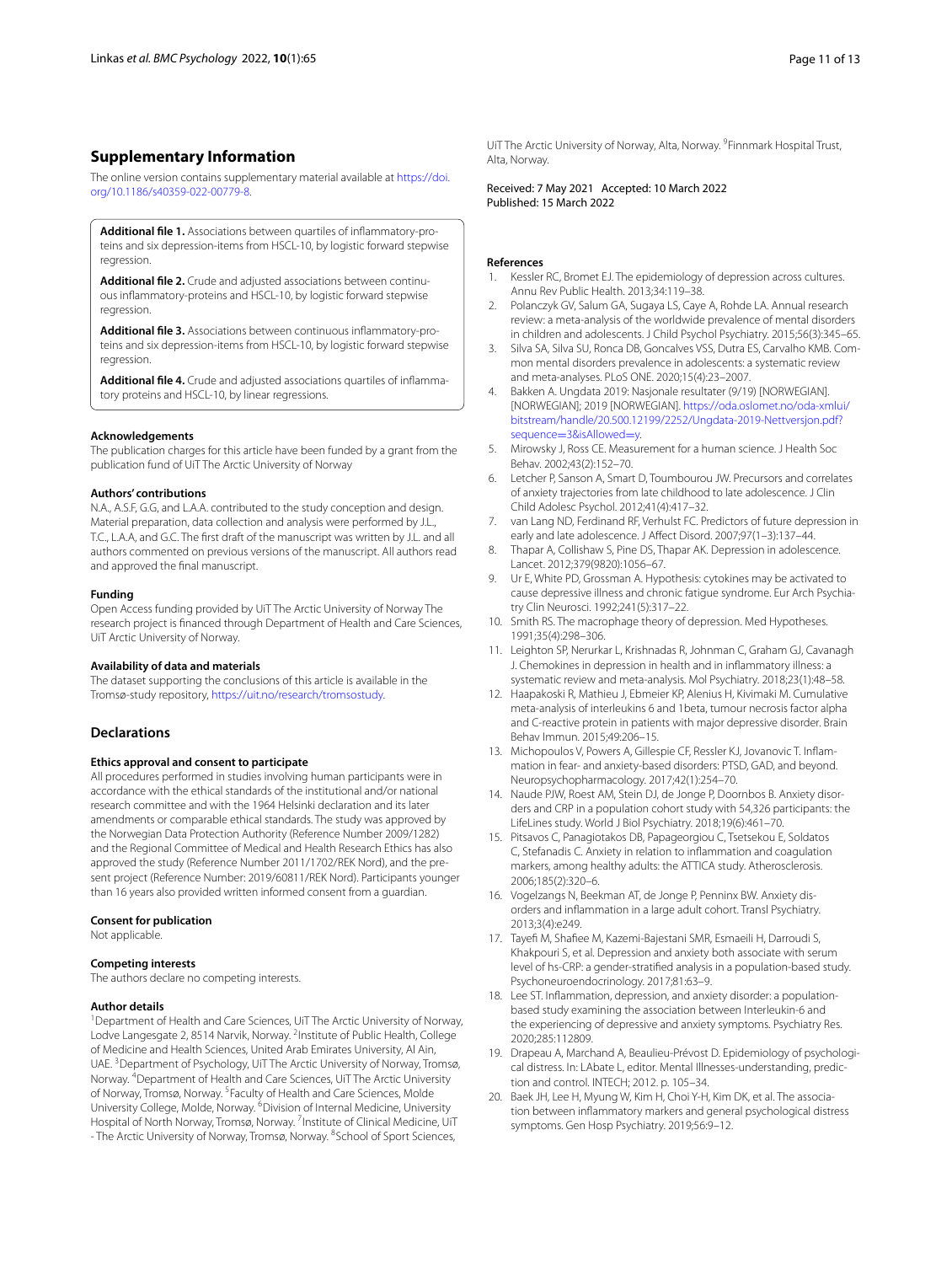## Supplementary Information

The online version contains supplementary material available at https://doi.org/10.1186/s40359-022-00779-8.

**Additional file 1.** Associations between quartiles of inflammatory-proteins and six depression-items from HSCL-10, by logistic forward stepwise regression.

**Additional file 2.** Crude and adjusted associations between continuous inflammatory-proteins and HSCL-10, by logistic forward stepwise regression.

**Additional file 3.** Associations between continuous inflammatory-proteins and six depression-items from HSCL-10, by logistic forward stepwise regression.

**Additional file 4.** Crude and adjusted associations quartiles of inflammatory proteins and HSCL-10, by linear regressions.

#### Acknowledgements

The publication charges for this article have been funded by a grant from the publication fund of UiT The Arctic University of Norway

#### Authors' contributions

N.A., A.S.F, G.G, and L.A.A. contributed to the study conception and design. Material preparation, data collection and analysis were performed by J.L., T.C., L.A.A, and G.C. The first draft of the manuscript was written by J.L. and all authors commented on previous versions of the manuscript. All authors read and approved the final manuscript.

#### Funding

Open Access funding provided by UiT The Arctic University of Norway The research project is financed through Department of Health and Care Sciences, UiT Arctic University of Norway.

#### Availability of data and materials

The dataset supporting the conclusions of this article is available in the Tromsø-study repository, https://uit.no/research/tromsostudy.

## Declarations

#### Ethics approval and consent to participate

All procedures performed in studies involving human participants were in accordance with the ethical standards of the institutional and/or national research committee and with the 1964 Helsinki declaration and its later amendments or comparable ethical standards. The study was approved by the Norwegian Data Protection Authority (Reference Number 2009/1282) and the Regional Committee of Medical and Health Research Ethics has also approved the study (Reference Number 2011/1702/REK Nord), and the present project (Reference Number: 2019/60811/REK Nord). Participants younger than 16 years also provided written informed consent from a guardian.

#### Consent for publication

Not applicable.

#### Competing interests

The authors declare no competing interests.

#### Author details

[1]Department of Health and Care Sciences, UiT The Arctic University of Norway, Lodve Langesgate 2, 8514 Narvik, Norway. [2]Institute of Public Health, College of Medicine and Health Sciences, United Arab Emirates University, Al Ain, UAE. [3]Department of Psychology, UiT The Arctic University of Norway, Tromsø, Norway. [4]Department of Health and Care Sciences, UiT The Arctic University of Norway, Tromsø, Norway. [5]Faculty of Health and Care Sciences, Molde University College, Molde, Norway. [6]Division of Internal Medicine, University Hospital of North Norway, Tromsø, Norway. [7]Institute of Clinical Medicine, UiT - The Arctic University of Norway, Tromsø, Norway. [8]School of Sport Sciences, UiT The Arctic University of Norway, Alta, Norway. [9]Finnmark Hospital Trust, Alta, Norway.

Received: 7 May 2021 Accepted: 10 March 2022
Published: 15 March 2022

#### References

1. Kessler RC, Bromet EJ. The epidemiology of depression across cultures. Annu Rev Public Health. 2013;34:119–38.
2. Polanczyk GV, Salum GA, Sugaya LS, Caye A, Rohde LA. Annual research review: a meta-analysis of the worldwide prevalence of mental disorders in children and adolescents. J Child Psychol Psychiatry. 2015;56(3):345–65.
3. Silva SA, Silva SU, Ronca DB, Goncalves VSS, Dutra ES, Carvalho KMB. Common mental disorders prevalence in adolescents: a systematic review and meta-analyses. PLoS ONE. 2020;15(4):23–2007.
4. Bakken A. Ungdata 2019: Nasjonale resultater (9/19) [NORWEGIAN]. [NORWEGIAN]; 2019 [NORWEGIAN]. https://oda.oslomet.no/oda-xmlui/bitstream/handle/20.500.12199/2252/Ungdata-2019-Nettversjon.pdf?sequence=3&isAllowed=y.
5. Mirowsky J, Ross CE. Measurement for a human science. J Health Soc Behav. 2002;43(2):152–70.
6. Letcher P, Sanson A, Smart D, Toumbourou JW. Precursors and correlates of anxiety trajectories from late childhood to late adolescence. J Clin Child Adolesc Psychol. 2012;41(4):417–32.
7. van Lang ND, Ferdinand RF, Verhulst FC. Predictors of future depression in early and late adolescence. J Affect Disord. 2007;97(1–3):137–44.
8. Thapar A, Collishaw S, Pine DS, Thapar AK. Depression in adolescence. Lancet. 2012;379(9820):1056–67.
9. Ur E, White PD, Grossman A. Hypothesis: cytokines may be activated to cause depressive illness and chronic fatigue syndrome. Eur Arch Psychiatry Clin Neurosci. 1992;241(5):317–22.
10. Smith RS. The macrophage theory of depression. Med Hypotheses. 1991;35(4):298–306.
11. Leighton SP, Nerurkar L, Krishnadas R, Johnman C, Graham GJ, Cavanagh J. Chemokines in depression in health and in inflammatory illness: a systematic review and meta-analysis. Mol Psychiatry. 2018;23(1):48–58.
12. Haapakoski R, Mathieu J, Ebmeier KP, Alenius H, Kivimaki M. Cumulative meta-analysis of interleukins 6 and 1beta, tumour necrosis factor alpha and C-reactive protein in patients with major depressive disorder. Brain Behav Immun. 2015;49:206–15.
13. Michopoulos V, Powers A, Gillespie CF, Ressler KJ, Jovanovic T. Inflammation in fear- and anxiety-based disorders: PTSD, GAD, and beyond. Neuropsychopharmacology. 2017;42(1):254–70.
14. Naude PJW, Roest AM, Stein DJ, de Jonge P, Doornbos B. Anxiety disorders and CRP in a population cohort study with 54,326 participants: the LifeLines study. World J Biol Psychiatry. 2018;19(6):461–70.
15. Pitsavos C, Panagiotakos DB, Papageorgiou C, Tsetsekou E, Soldatos C, Stefanadis C. Anxiety in relation to inflammation and coagulation markers, among healthy adults: the ATTICA study. Atherosclerosis. 2006;185(2):320–6.
16. Vogelzangs N, Beekman AT, de Jonge P, Penninx BW. Anxiety disorders and inflammation in a large adult cohort. Transl Psychiatry. 2013;3(4):e249.
17. Tayefi M, Shafiee M, Kazemi-Bajestani SMR, Esmaeili H, Darroudi S, Khakpouri S, et al. Depression and anxiety both associate with serum level of hs-CRP: a gender-stratified analysis in a population-based study. Psychoneuroendocrinology. 2017;81:63–9.
18. Lee ST. Inflammation, depression, and anxiety disorder: a population-based study examining the association between Interleukin-6 and the experiencing of depressive and anxiety symptoms. Psychiatry Res. 2020;285:112809.
19. Drapeau A, Marchand A, Beaulieu-Prévost D. Epidemiology of psychological distress. In: LAbate L, editor. Mental Illnesses-understanding, prediction and control. INTECH; 2012. p. 105–34.
20. Baek JH, Lee H, Myung W, Kim H, Choi Y-H, Kim DK, et al. The association between inflammatory markers and general psychological distress symptoms. Gen Hosp Psychiatry. 2019;56:9–12.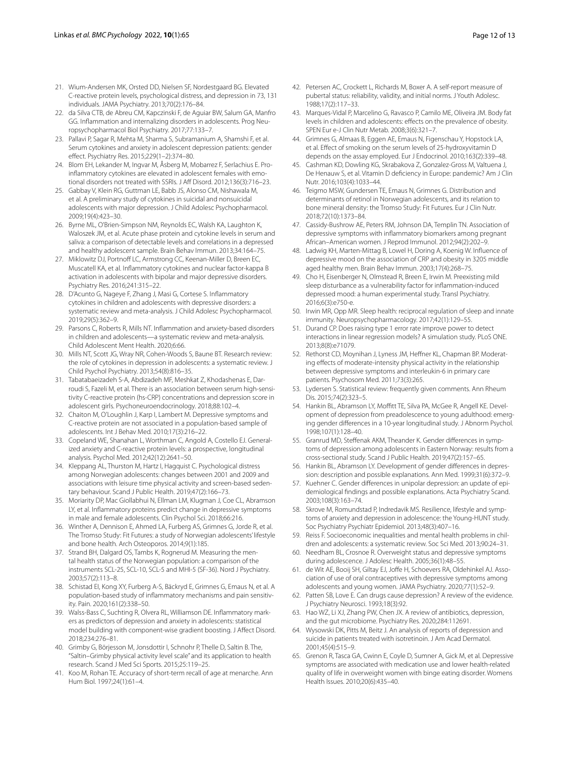21. Wium-Andersen MK, Orsted DD, Nielsen SF, Nordestgaard BG. Elevated C-reactive protein levels, psychological distress, and depression in 73, 131 individuals. JAMA Psychiatry. 2013;70(2):176–84.
22. da Silva CTB, de Abreu CM, Kapczinski F, de Aguiar BW, Salum GA, Manfro GG. Inflammation and internalizing disorders in adolescents. Prog Neuropsychopharmacol Biol Psychiatry. 2017;77:133–7.
23. Pallavi P, Sagar R, Mehta M, Sharma S, Subramanium A, Shamshi F, et al. Serum cytokines and anxiety in adolescent depression patients: gender effect. Psychiatry Res. 2015;229(1–2):374–80.
24. Blom EH, Lekander M, Ingvar M, Åsberg M, Mobarrez F, Serlachius E. Proinflammatory cytokines are elevated in adolescent females with emotional disorders not treated with SSRIs. J Aff Disord. 2012;136(3):716–23.
25. Gabbay V, Klein RG, Guttman LE, Babb JS, Alonso CM, Nishawala M, et al. A preliminary study of cytokines in suicidal and nonsuicidal adolescents with major depression. J Child Adolesc Psychopharmacol. 2009;19(4):423–30.
26. Byrne ML, O'Brien-Simpson NM, Reynolds EC, Walsh KA, Laughton K, Waloszek JM, et al. Acute phase protein and cytokine levels in serum and saliva: a comparison of detectable levels and correlations in a depressed and healthy adolescent sample. Brain Behav Immun. 2013;34:164–75.
27. Miklowitz DJ, Portnoff LC, Armstrong CC, Keenan-Miller D, Breen EC, Muscatell KA, et al. Inflammatory cytokines and nuclear factor-kappa B activation in adolescents with bipolar and major depressive disorders. Psychiatry Res. 2016;241:315–22.
28. D'Acunto G, Nageye F, Zhang J, Masi G, Cortese S. Inflammatory cytokines in children and adolescents with depressive disorders: a systematic review and meta-analysis. J Child Adolesc Psychopharmacol. 2019;29(5):362–9.
29. Parsons C, Roberts R, Mills NT. Inflammation and anxiety-based disorders in children and adolescents—a systematic review and meta-analysis. Child Adolescent Ment Health. 2020;6:66.
30. Mills NT, Scott JG, Wray NR, Cohen-Woods S, Baune BT. Research review: the role of cytokines in depression in adolescents: a systematic review. J Child Psychol Psychiatry. 2013;54(8):816–35.
31. Tabatabaeizadeh S-A, Abdizadeh MF, Meshkat Z, Khodashenas E, Darroudi S, Fazeli M, et al. There is an association between serum high-sensitivity C-reactive protein (hs-CRP) concentrations and depression score in adolescent girls. Psychoneuroendocrinology. 2018;88:102–4.
32. Chaiton M, O'Loughlin J, Karp I, Lambert M. Depressive symptoms and C-reactive protein are not associated in a population-based sample of adolescents. Int J Behav Med. 2010;17(3):216–22.
33. Copeland WE, Shanahan L, Worthman C, Angold A, Costello EJ. Generalized anxiety and C-reactive protein levels: a prospective, longitudinal analysis. Psychol Med. 2012;42(12):2641–50.
34. Kleppang AL, Thurston M, Hartz I, Hagquist C. Psychological distress among Norwegian adolescents: changes between 2001 and 2009 and associations with leisure time physical activity and screen-based sedentary behaviour. Scand J Public Health. 2019;47(2):166–73.
35. Moriarity DP, Mac Giollabhui N, Ellman LM, Klugman J, Coe CL, Abramson LY, et al. Inflammatory proteins predict change in depressive symptoms in male and female adolescents. Clin Psychol Sci. 2018;66:216.
36. Winther A, Dennison E, Ahmed LA, Furberg AS, Grimnes G, Jorde R, et al. The Tromso Study: Fit Futures: a study of Norwegian adolescents' lifestyle and bone health. Arch Osteoporos. 2014;9(1):185.
37. Strand BH, Dalgard OS, Tambs K, Rognerud M. Measuring the mental health status of the Norwegian population: a comparison of the instruments SCL-25, SCL-10, SCL-5 and MHI-5 (SF-36). Nord J Psychiatry. 2003;57(2):113–8.
38. Schistad EI, Kong XY, Furberg A-S, Bäckryd E, Grimnes G, Emaus N, et al. A population-based study of inflammatory mechanisms and pain sensitivity. Pain. 2020;161(2):338–50.
39. Walss-Bass C, Suchting R, Olvera RL, Williamson DE. Inflammatory markers as predictors of depression and anxiety in adolescents: statistical model building with component-wise gradient boosting. J Affect Disord. 2018;234:276–81.
40. Grimby G, Börjesson M, Jonsdottir I, Schnohr P, Thelle D, Saltin B. The, "Saltin–Grimby physical activity level scale" and its application to health research. Scand J Med Sci Sports. 2015;25:119–25.
41. Koo M, Rohan TE. Accuracy of short-term recall of age at menarche. Ann Hum Biol. 1997;24(1):61–4.
42. Petersen AC, Crockett L, Richards M, Boxer A. A self-report measure of pubertal status: reliability, validity, and initial norms. J Youth Adolesc. 1988;17(2):117–33.
43. Marques-Vidal P, Marcelino G, Ravasco P, Camilo ME, Oliveira JM. Body fat levels in children and adolescents: effects on the prevalence of obesity. SPEN Eur e-J Clin Nutr Metab. 2008;3(6):321–7.
44. Grimnes G, Almaas B, Eggen AE, Emaus N, Figenschau Y, Hopstock LA, et al. Effect of smoking on the serum levels of 25-hydroxyvitamin D depends on the assay employed. Eur J Endocrinol. 2010;163(2):339–48.
45. Cashman KD, Dowling KG, Skrabakova Z, Gonzalez-Gross M, Valtuena J, De Henauw S, et al. Vitamin D deficiency in Europe: pandemic? Am J Clin Nutr. 2016;103(4):1033–44.
46. Teigmo MSW, Gundersen TE, Emaus N, Grimnes G. Distribution and determinants of retinol in Norwegian adolescents, and its relation to bone mineral density: the Tromso Study: Fit Futures. Eur J Clin Nutr. 2018;72(10):1373–84.
47. Cassidy-Bushrow AE, Peters RM, Johnson DA, Templin TN. Association of depressive symptoms with inflammatory biomarkers among pregnant African–American women. J Reprod Immunol. 2012;94(2):202–9.
48. Ladwig KH, Marten-Mittag B, Lowel H, Doring A, Koenig W. Influence of depressive mood on the association of CRP and obesity in 3205 middle aged healthy men. Brain Behav Immun. 2003;17(4):268–75.
49. Cho H, Eisenberger N, Olmstead R, Breen E, Irwin M. Preexisting mild sleep disturbance as a vulnerability factor for inflammation-induced depressed mood: a human experimental study. Transl Psychiatry. 2016;6(3):e750-e.
50. Irwin MR, Opp MR. Sleep health: reciprocal regulation of sleep and innate immunity. Neuropsychopharmacology. 2017;42(1):129–55.
51. Durand CP. Does raising type 1 error rate improve power to detect interactions in linear regression models? A simulation study. PLoS ONE. 2013;8(8):e71079.
52. Rethorst CD, Moynihan J, Lyness JM, Heffner KL, Chapman BP. Moderating effects of moderate-intensity physical activity in the relationship between depressive symptoms and interleukin-6 in primary care patients. Psychosom Med. 2011;73(3):265.
53. Lydersen S. Statistical review: frequently given comments. Ann Rheum Dis. 2015;74(2):323–5.
54. Hankin BL, Abramson LY, Moffitt TE, Silva PA, McGee R, Angell KE. Development of depression from preadolescence to young adulthood: emerging gender differences in a 10-year longitudinal study. J Abnorm Psychol. 1998;107(1):128–40.
55. Granrud MD, Steffenak AKM, Theander K. Gender differences in symptoms of depression among adolescents in Eastern Norway: results from a cross-sectional study. Scand J Public Health. 2019;47(2):157–65.
56. Hankin BL, Abramson LY. Development of gender differences in depression: description and possible explanations. Ann Med. 1999;31(6):372–9.
57. Kuehner C. Gender differences in unipolar depression: an update of epidemiological findings and possible explanations. Acta Psychiatry Scand. 2003;108(3):163–74.
58. Skrove M, Romundstad P, Indredavik MS. Resilience, lifestyle and symptoms of anxiety and depression in adolescence: the Young-HUNT study. Soc Psychiatry Psychiatr Epidemiol. 2013;48(3):407–16.
59. Reiss F. Socioeconomic inequalities and mental health problems in children and adolescents: a systematic review. Soc Sci Med. 2013;90:24–31.
60. Needham BL, Crosnoe R. Overweight status and depressive symptoms during adolescence. J Adolesc Health. 2005;36(1):48–55.
61. de Wit AE, Booij SH, Giltay EJ, Joffe H, Schoevers RA, Oldehinkel AJ. Association of use of oral contraceptives with depressive symptoms among adolescents and young women. JAMA Psychiatry. 2020;77(1):52–9.
62. Patten SB, Love E. Can drugs cause depression? A review of the evidence. J Psychiatry Neurosci. 1993;18(3):92.
63. Hao WZ, Li XJ, Zhang PW, Chen JX. A review of antibiotics, depression, and the gut microbiome. Psychiatry Res. 2020;284:112691.
64. Wysowski DK, Pitts M, Beitz J. An analysis of reports of depression and suicide in patients treated with isotretinoin. J Am Acad Dermatol. 2001;45(4):515–9.
65. Grenon R, Tasca GA, Cwinn E, Coyle D, Sumner A, Gick M, et al. Depressive symptoms are associated with medication use and lower health-related quality of life in overweight women with binge eating disorder. Womens Health Issues. 2010;20(6):435–40.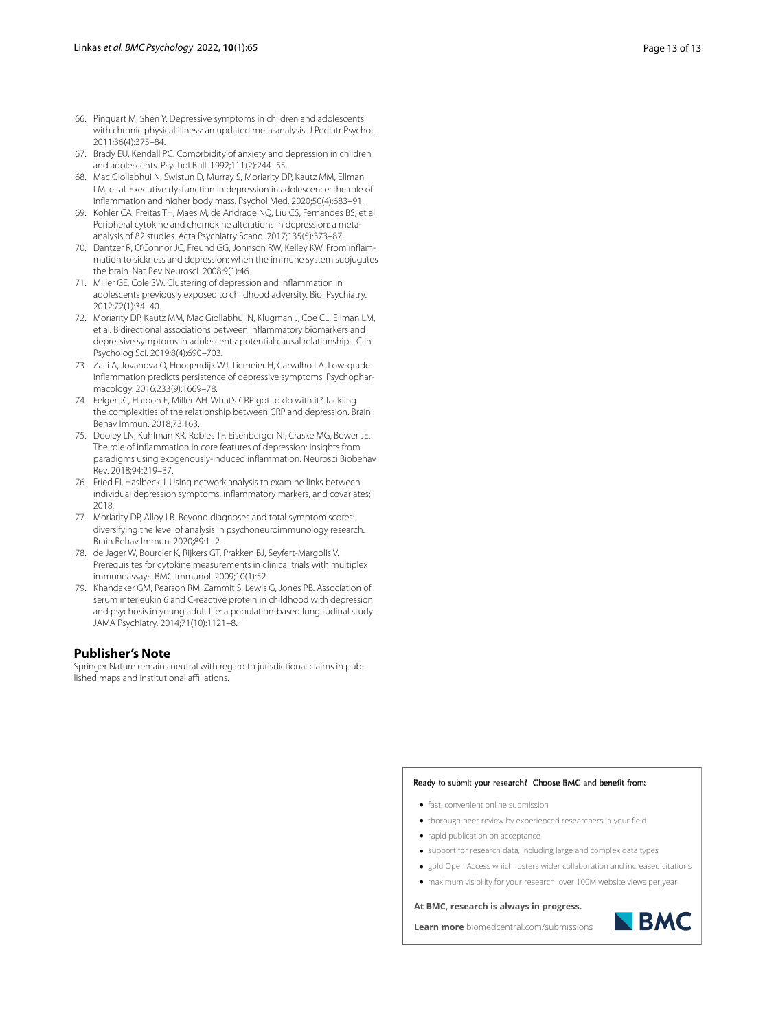66. Pinquart M, Shen Y. Depressive symptoms in children and adolescents with chronic physical illness: an updated meta-analysis. J Pediatr Psychol. 2011;36(4):375–84.
67. Brady EU, Kendall PC. Comorbidity of anxiety and depression in children and adolescents. Psychol Bull. 1992;111(2):244–55.
68. Mac Giollabhui N, Swistun D, Murray S, Moriarity DP, Kautz MM, Ellman LM, et al. Executive dysfunction in depression in adolescence: the role of inflammation and higher body mass. Psychol Med. 2020;50(4):683–91.
69. Kohler CA, Freitas TH, Maes M, de Andrade NQ, Liu CS, Fernandes BS, et al. Peripheral cytokine and chemokine alterations in depression: a meta-analysis of 82 studies. Acta Psychiatry Scand. 2017;135(5):373–87.
70. Dantzer R, O'Connor JC, Freund GG, Johnson RW, Kelley KW. From inflammation to sickness and depression: when the immune system subjugates the brain. Nat Rev Neurosci. 2008;9(1):46.
71. Miller GE, Cole SW. Clustering of depression and inflammation in adolescents previously exposed to childhood adversity. Biol Psychiatry. 2012;72(1):34–40.
72. Moriarity DP, Kautz MM, Mac Giollabhui N, Klugman J, Coe CL, Ellman LM, et al. Bidirectional associations between inflammatory biomarkers and depressive symptoms in adolescents: potential causal relationships. Clin Psycholog Sci. 2019;8(4):690–703.
73. Zalli A, Jovanova O, Hoogendijk WJ, Tiemeier H, Carvalho LA. Low-grade inflammation predicts persistence of depressive symptoms. Psychopharmacology. 2016;233(9):1669–78.
74. Felger JC, Haroon E, Miller AH. What's CRP got to do with it? Tackling the complexities of the relationship between CRP and depression. Brain Behav Immun. 2018;73:163.
75. Dooley LN, Kuhlman KR, Robles TF, Eisenberger NI, Craske MG, Bower JE. The role of inflammation in core features of depression: insights from paradigms using exogenously-induced inflammation. Neurosci Biobehav Rev. 2018;94:219–37.
76. Fried EI, Haslbeck J. Using network analysis to examine links between individual depression symptoms, inflammatory markers, and covariates; 2018.
77. Moriarity DP, Alloy LB. Beyond diagnoses and total symptom scores: diversifying the level of analysis in psychoneuroimmunology research. Brain Behav Immun. 2020;89:1–2.
78. de Jager W, Bourcier K, Rijkers GT, Prakken BJ, Seyfert-Margolis V. Prerequisites for cytokine measurements in clinical trials with multiplex immunoassays. BMC Immunol. 2009;10(1):52.
79. Khandaker GM, Pearson RM, Zammit S, Lewis G, Jones PB. Association of serum interleukin 6 and C-reactive protein in childhood with depression and psychosis in young adult life: a population-based longitudinal study. JAMA Psychiatry. 2014;71(10):1121–8.

## Publisher's Note

Springer Nature remains neutral with regard to jurisdictional claims in published maps and institutional affiliations.

Ready to submit your research? Choose BMC and benefit from:

- fast, convenient online submission
- thorough peer review by experienced researchers in your field
- rapid publication on acceptance
- support for research data, including large and complex data types
- gold Open Access which fosters wider collaboration and increased citations
- maximum visibility for your research: over 100M website views per year

**At BMC, research is always in progress.**

**Learn more** biomedcentral.com/submissions

BMC